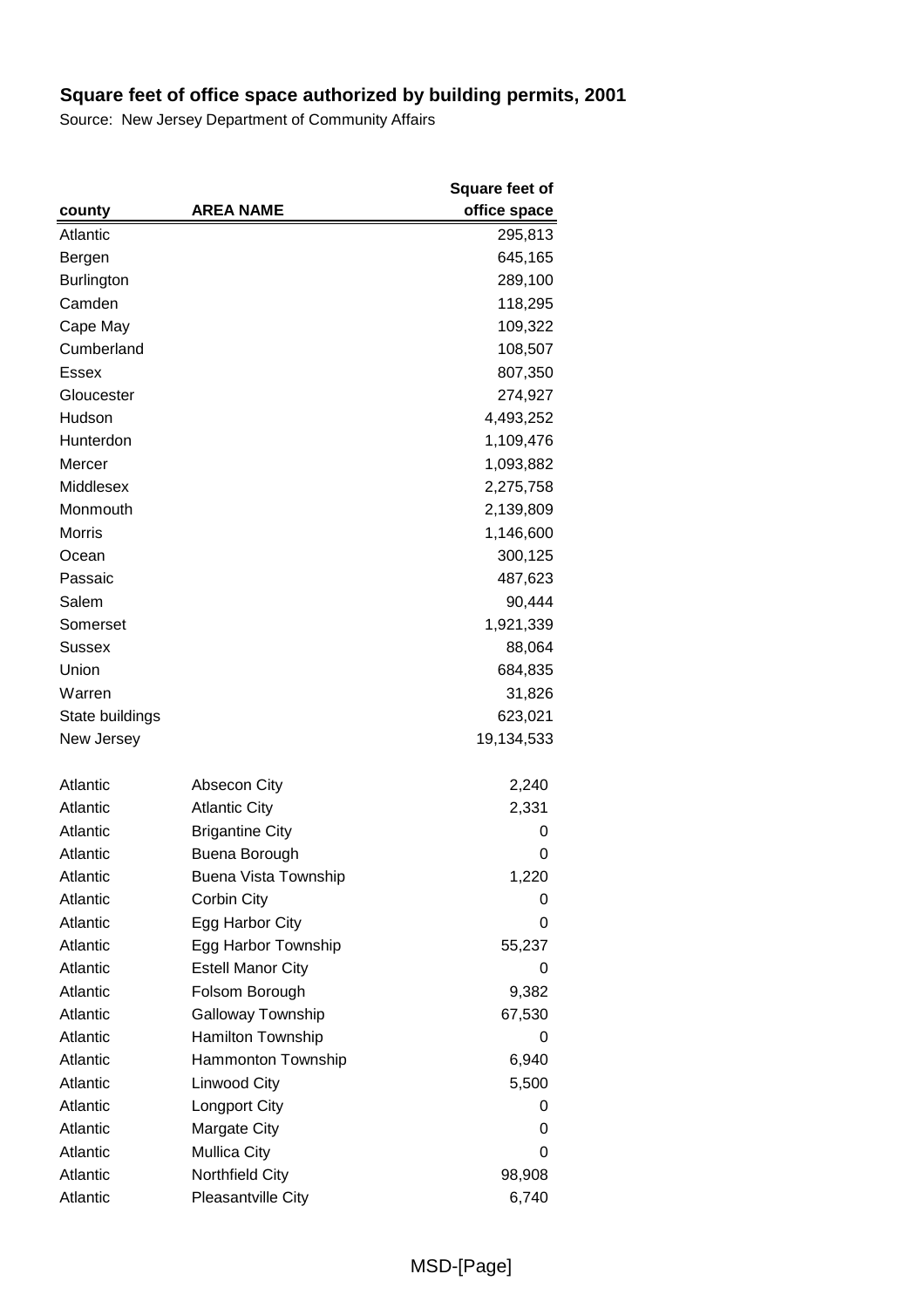# Square feet of office space authorized by building permits, 2001

Source: New Jersey Department of Community Affairs

| county | AREA NAME | Square feet of office space |
|---|---|---|
| Atlantic | | 295,813 |
| Bergen | | 645,165 |
| Burlington | | 289,100 |
| Camden | | 118,295 |
| Cape May | | 109,322 |
| Cumberland | | 108,507 |
| Essex | | 807,350 |
| Gloucester | | 274,927 |
| Hudson | | 4,493,252 |
| Hunterdon | | 1,109,476 |
| Mercer | | 1,093,882 |
| Middlesex | | 2,275,758 |
| Monmouth | | 2,139,809 |
| Morris | | 1,146,600 |
| Ocean | | 300,125 |
| Passaic | | 487,623 |
| Salem | | 90,444 |
| Somerset | | 1,921,339 |
| Sussex | | 88,064 |
| Union | | 684,835 |
| Warren | | 31,826 |
| State buildings | | 623,021 |
| New Jersey | | 19,134,533 |
| | | |
| Atlantic | Absecon City | 2,240 |
| Atlantic | Atlantic City | 2,331 |
| Atlantic | Brigantine City | 0 |
| Atlantic | Buena Borough | 0 |
| Atlantic | Buena Vista Township | 1,220 |
| Atlantic | Corbin City | 0 |
| Atlantic | Egg Harbor City | 0 |
| Atlantic | Egg Harbor Township | 55,237 |
| Atlantic | Estell Manor City | 0 |
| Atlantic | Folsom Borough | 9,382 |
| Atlantic | Galloway Township | 67,530 |
| Atlantic | Hamilton Township | 0 |
| Atlantic | Hammonton Township | 6,940 |
| Atlantic | Linwood City | 5,500 |
| Atlantic | Longport City | 0 |
| Atlantic | Margate City | 0 |
| Atlantic | Mullica City | 0 |
| Atlantic | Northfield City | 98,908 |
| Atlantic | Pleasantville City | 6,740 |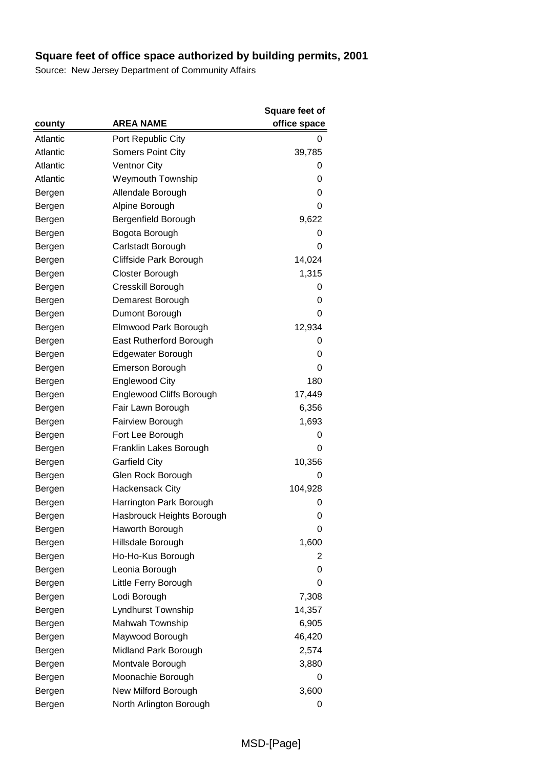## Square feet of office space authorized by building permits, 2001

Source: New Jersey Department of Community Affairs

| county | AREA NAME | Square feet of office space |
|---|---|---|
| Atlantic | Port Republic City | 0 |
| Atlantic | Somers Point City | 39,785 |
| Atlantic | Ventnor City | 0 |
| Atlantic | Weymouth Township | 0 |
| Bergen | Allendale Borough | 0 |
| Bergen | Alpine Borough | 0 |
| Bergen | Bergenfield Borough | 9,622 |
| Bergen | Bogota Borough | 0 |
| Bergen | Carlstadt Borough | 0 |
| Bergen | Cliffside Park Borough | 14,024 |
| Bergen | Closter Borough | 1,315 |
| Bergen | Cresskill Borough | 0 |
| Bergen | Demarest Borough | 0 |
| Bergen | Dumont Borough | 0 |
| Bergen | Elmwood Park Borough | 12,934 |
| Bergen | East Rutherford Borough | 0 |
| Bergen | Edgewater Borough | 0 |
| Bergen | Emerson Borough | 0 |
| Bergen | Englewood City | 180 |
| Bergen | Englewood Cliffs Borough | 17,449 |
| Bergen | Fair Lawn Borough | 6,356 |
| Bergen | Fairview Borough | 1,693 |
| Bergen | Fort Lee Borough | 0 |
| Bergen | Franklin Lakes Borough | 0 |
| Bergen | Garfield City | 10,356 |
| Bergen | Glen Rock Borough | 0 |
| Bergen | Hackensack City | 104,928 |
| Bergen | Harrington Park Borough | 0 |
| Bergen | Hasbrouck Heights Borough | 0 |
| Bergen | Haworth Borough | 0 |
| Bergen | Hillsdale Borough | 1,600 |
| Bergen | Ho-Ho-Kus Borough | 2 |
| Bergen | Leonia Borough | 0 |
| Bergen | Little Ferry Borough | 0 |
| Bergen | Lodi Borough | 7,308 |
| Bergen | Lyndhurst Township | 14,357 |
| Bergen | Mahwah Township | 6,905 |
| Bergen | Maywood Borough | 46,420 |
| Bergen | Midland Park Borough | 2,574 |
| Bergen | Montvale Borough | 3,880 |
| Bergen | Moonachie Borough | 0 |
| Bergen | New Milford Borough | 3,600 |
| Bergen | North Arlington Borough | 0 |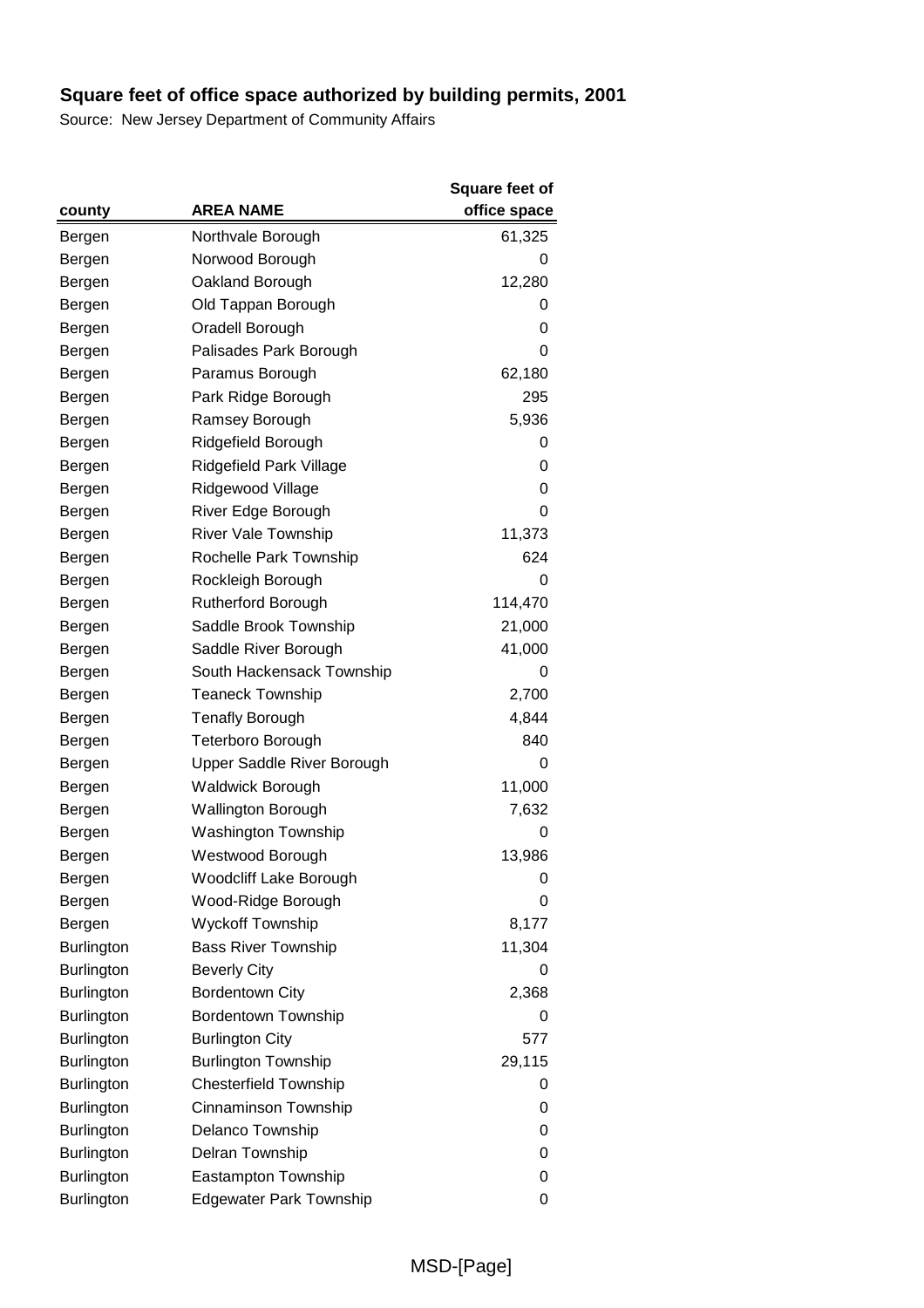## Square feet of office space authorized by building permits, 2001

Source: New Jersey Department of Community Affairs

| county | AREA NAME | Square feet of office space |
|---|---|---|
| Bergen | Northvale Borough | 61,325 |
| Bergen | Norwood Borough | 0 |
| Bergen | Oakland Borough | 12,280 |
| Bergen | Old Tappan Borough | 0 |
| Bergen | Oradell Borough | 0 |
| Bergen | Palisades Park Borough | 0 |
| Bergen | Paramus Borough | 62,180 |
| Bergen | Park Ridge Borough | 295 |
| Bergen | Ramsey Borough | 5,936 |
| Bergen | Ridgefield Borough | 0 |
| Bergen | Ridgefield Park Village | 0 |
| Bergen | Ridgewood Village | 0 |
| Bergen | River Edge Borough | 0 |
| Bergen | River Vale Township | 11,373 |
| Bergen | Rochelle Park Township | 624 |
| Bergen | Rockleigh Borough | 0 |
| Bergen | Rutherford Borough | 114,470 |
| Bergen | Saddle Brook Township | 21,000 |
| Bergen | Saddle River Borough | 41,000 |
| Bergen | South Hackensack Township | 0 |
| Bergen | Teaneck Township | 2,700 |
| Bergen | Tenafly Borough | 4,844 |
| Bergen | Teterboro Borough | 840 |
| Bergen | Upper Saddle River Borough | 0 |
| Bergen | Waldwick Borough | 11,000 |
| Bergen | Wallington Borough | 7,632 |
| Bergen | Washington Township | 0 |
| Bergen | Westwood Borough | 13,986 |
| Bergen | Woodcliff Lake Borough | 0 |
| Bergen | Wood-Ridge Borough | 0 |
| Bergen | Wyckoff Township | 8,177 |
| Burlington | Bass River Township | 11,304 |
| Burlington | Beverly City | 0 |
| Burlington | Bordentown City | 2,368 |
| Burlington | Bordentown Township | 0 |
| Burlington | Burlington City | 577 |
| Burlington | Burlington Township | 29,115 |
| Burlington | Chesterfield Township | 0 |
| Burlington | Cinnaminson Township | 0 |
| Burlington | Delanco Township | 0 |
| Burlington | Delran Township | 0 |
| Burlington | Eastampton Township | 0 |
| Burlington | Edgewater Park Township | 0 |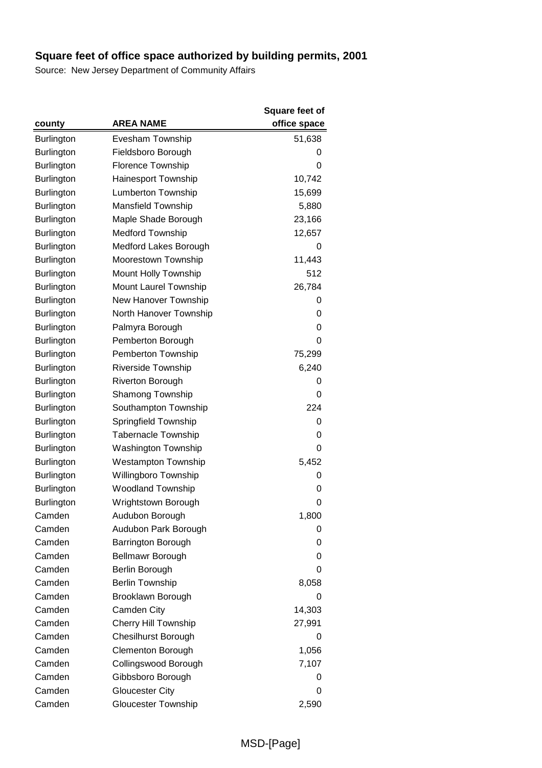## Square feet of office space authorized by building permits, 2001

Source: New Jersey Department of Community Affairs

| county | AREA NAME | Square feet of office space |
|---|---|---|
| Burlington | Evesham Township | 51,638 |
| Burlington | Fieldsboro Borough | 0 |
| Burlington | Florence Township | 0 |
| Burlington | Hainesport Township | 10,742 |
| Burlington | Lumberton Township | 15,699 |
| Burlington | Mansfield Township | 5,880 |
| Burlington | Maple Shade Borough | 23,166 |
| Burlington | Medford Township | 12,657 |
| Burlington | Medford Lakes Borough | 0 |
| Burlington | Moorestown Township | 11,443 |
| Burlington | Mount Holly Township | 512 |
| Burlington | Mount Laurel Township | 26,784 |
| Burlington | New Hanover Township | 0 |
| Burlington | North Hanover Township | 0 |
| Burlington | Palmyra Borough | 0 |
| Burlington | Pemberton Borough | 0 |
| Burlington | Pemberton Township | 75,299 |
| Burlington | Riverside Township | 6,240 |
| Burlington | Riverton Borough | 0 |
| Burlington | Shamong Township | 0 |
| Burlington | Southampton Township | 224 |
| Burlington | Springfield Township | 0 |
| Burlington | Tabernacle Township | 0 |
| Burlington | Washington Township | 0 |
| Burlington | Westampton Township | 5,452 |
| Burlington | Willingboro Township | 0 |
| Burlington | Woodland Township | 0 |
| Burlington | Wrightstown Borough | 0 |
| Camden | Audubon Borough | 1,800 |
| Camden | Audubon Park Borough | 0 |
| Camden | Barrington Borough | 0 |
| Camden | Bellmawr Borough | 0 |
| Camden | Berlin Borough | 0 |
| Camden | Berlin Township | 8,058 |
| Camden | Brooklawn Borough | 0 |
| Camden | Camden City | 14,303 |
| Camden | Cherry Hill Township | 27,991 |
| Camden | Chesilhurst Borough | 0 |
| Camden | Clementon Borough | 1,056 |
| Camden | Collingswood Borough | 7,107 |
| Camden | Gibbsboro Borough | 0 |
| Camden | Gloucester City | 0 |
| Camden | Gloucester Township | 2,590 |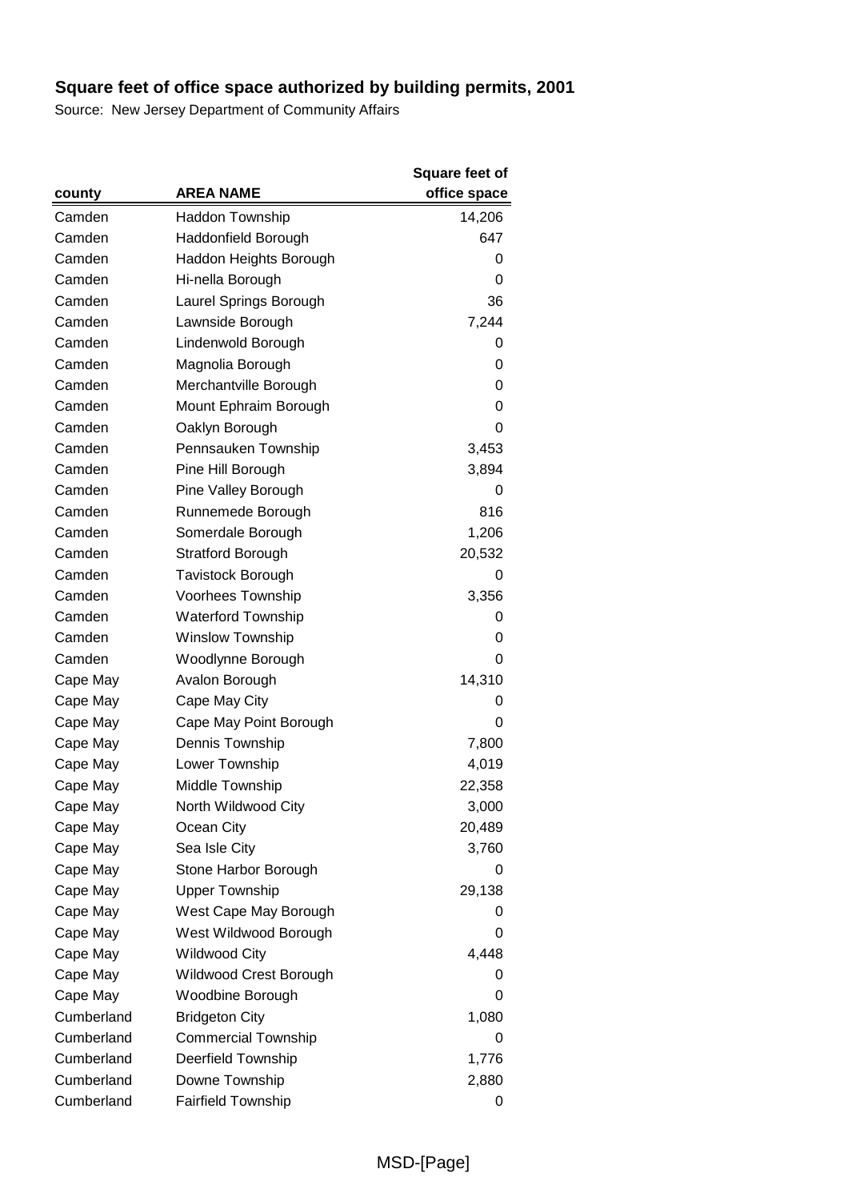## Square feet of office space authorized by building permits, 2001

Source: New Jersey Department of Community Affairs

| county | AREA NAME | Square feet of office space |
|---|---|---|
| Camden | Haddon Township | 14,206 |
| Camden | Haddonfield Borough | 647 |
| Camden | Haddon Heights Borough | 0 |
| Camden | Hi-nella Borough | 0 |
| Camden | Laurel Springs Borough | 36 |
| Camden | Lawnside Borough | 7,244 |
| Camden | Lindenwold Borough | 0 |
| Camden | Magnolia Borough | 0 |
| Camden | Merchantville Borough | 0 |
| Camden | Mount Ephraim Borough | 0 |
| Camden | Oaklyn Borough | 0 |
| Camden | Pennsauken Township | 3,453 |
| Camden | Pine Hill Borough | 3,894 |
| Camden | Pine Valley Borough | 0 |
| Camden | Runnemede Borough | 816 |
| Camden | Somerdale Borough | 1,206 |
| Camden | Stratford Borough | 20,532 |
| Camden | Tavistock Borough | 0 |
| Camden | Voorhees Township | 3,356 |
| Camden | Waterford Township | 0 |
| Camden | Winslow Township | 0 |
| Camden | Woodlynne Borough | 0 |
| Cape May | Avalon Borough | 14,310 |
| Cape May | Cape May City | 0 |
| Cape May | Cape May Point Borough | 0 |
| Cape May | Dennis Township | 7,800 |
| Cape May | Lower Township | 4,019 |
| Cape May | Middle Township | 22,358 |
| Cape May | North Wildwood City | 3,000 |
| Cape May | Ocean City | 20,489 |
| Cape May | Sea Isle City | 3,760 |
| Cape May | Stone Harbor Borough | 0 |
| Cape May | Upper Township | 29,138 |
| Cape May | West Cape May Borough | 0 |
| Cape May | West Wildwood Borough | 0 |
| Cape May | Wildwood City | 4,448 |
| Cape May | Wildwood Crest Borough | 0 |
| Cape May | Woodbine Borough | 0 |
| Cumberland | Bridgeton City | 1,080 |
| Cumberland | Commercial Township | 0 |
| Cumberland | Deerfield Township | 1,776 |
| Cumberland | Downe Township | 2,880 |
| Cumberland | Fairfield Township | 0 |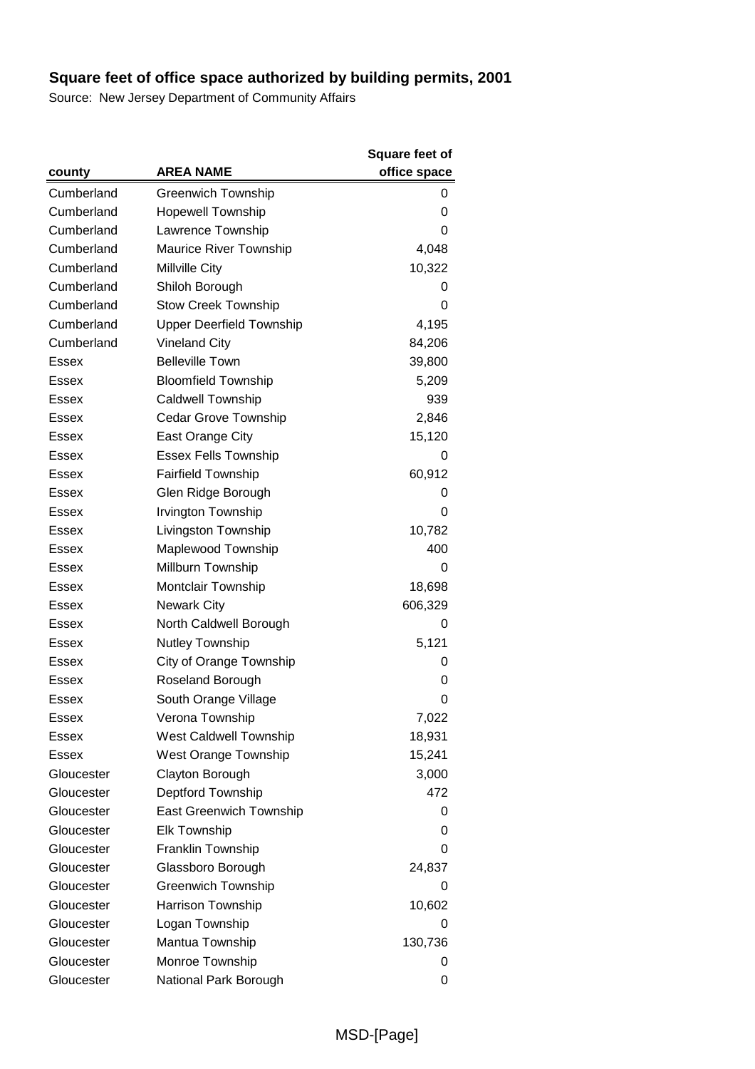## Square feet of office space authorized by building permits, 2001

Source: New Jersey Department of Community Affairs

| county | AREA NAME | Square feet of office space |
|---|---|---|
| Cumberland | Greenwich Township | 0 |
| Cumberland | Hopewell Township | 0 |
| Cumberland | Lawrence Township | 0 |
| Cumberland | Maurice River Township | 4,048 |
| Cumberland | Millville City | 10,322 |
| Cumberland | Shiloh Borough | 0 |
| Cumberland | Stow Creek Township | 0 |
| Cumberland | Upper Deerfield Township | 4,195 |
| Cumberland | Vineland City | 84,206 |
| Essex | Belleville Town | 39,800 |
| Essex | Bloomfield Township | 5,209 |
| Essex | Caldwell Township | 939 |
| Essex | Cedar Grove Township | 2,846 |
| Essex | East Orange City | 15,120 |
| Essex | Essex Fells Township | 0 |
| Essex | Fairfield Township | 60,912 |
| Essex | Glen Ridge Borough | 0 |
| Essex | Irvington Township | 0 |
| Essex | Livingston Township | 10,782 |
| Essex | Maplewood Township | 400 |
| Essex | Millburn Township | 0 |
| Essex | Montclair Township | 18,698 |
| Essex | Newark City | 606,329 |
| Essex | North Caldwell Borough | 0 |
| Essex | Nutley Township | 5,121 |
| Essex | City of Orange Township | 0 |
| Essex | Roseland Borough | 0 |
| Essex | South Orange Village | 0 |
| Essex | Verona Township | 7,022 |
| Essex | West Caldwell Township | 18,931 |
| Essex | West Orange Township | 15,241 |
| Gloucester | Clayton Borough | 3,000 |
| Gloucester | Deptford Township | 472 |
| Gloucester | East Greenwich Township | 0 |
| Gloucester | Elk Township | 0 |
| Gloucester | Franklin Township | 0 |
| Gloucester | Glassboro Borough | 24,837 |
| Gloucester | Greenwich Township | 0 |
| Gloucester | Harrison Township | 10,602 |
| Gloucester | Logan Township | 0 |
| Gloucester | Mantua Township | 130,736 |
| Gloucester | Monroe Township | 0 |
| Gloucester | National Park Borough | 0 |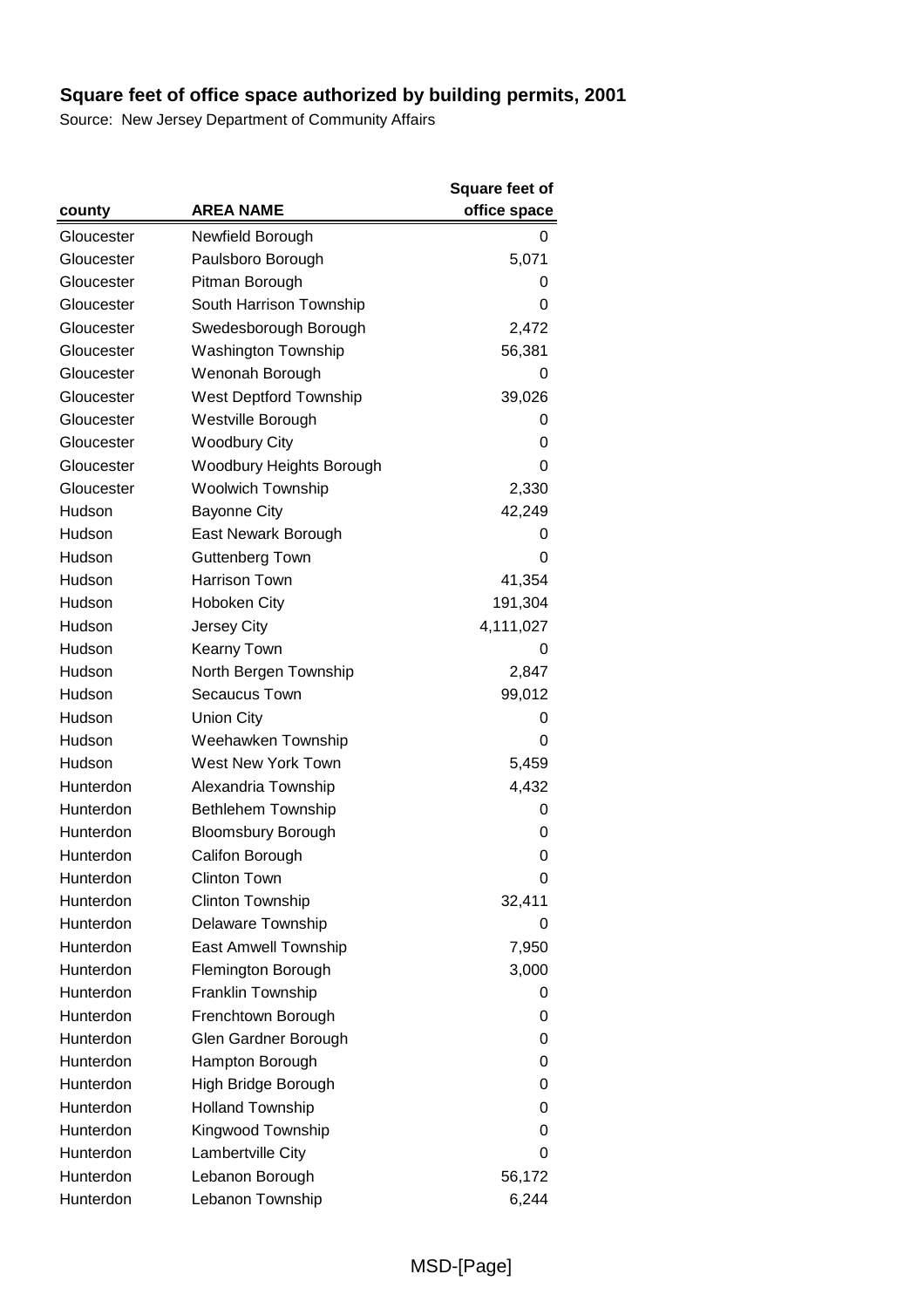## Square feet of office space authorized by building permits, 2001

Source: New Jersey Department of Community Affairs

| county | AREA NAME | Square feet of office space |
|---|---|---|
| Gloucester | Newfield Borough | 0 |
| Gloucester | Paulsboro Borough | 5,071 |
| Gloucester | Pitman Borough | 0 |
| Gloucester | South Harrison Township | 0 |
| Gloucester | Swedesborough Borough | 2,472 |
| Gloucester | Washington Township | 56,381 |
| Gloucester | Wenonah Borough | 0 |
| Gloucester | West Deptford Township | 39,026 |
| Gloucester | Westville Borough | 0 |
| Gloucester | Woodbury City | 0 |
| Gloucester | Woodbury Heights Borough | 0 |
| Gloucester | Woolwich Township | 2,330 |
| Hudson | Bayonne City | 42,249 |
| Hudson | East Newark Borough | 0 |
| Hudson | Guttenberg Town | 0 |
| Hudson | Harrison Town | 41,354 |
| Hudson | Hoboken City | 191,304 |
| Hudson | Jersey City | 4,111,027 |
| Hudson | Kearny Town | 0 |
| Hudson | North Bergen Township | 2,847 |
| Hudson | Secaucus Town | 99,012 |
| Hudson | Union City | 0 |
| Hudson | Weehawken Township | 0 |
| Hudson | West New York Town | 5,459 |
| Hunterdon | Alexandria Township | 4,432 |
| Hunterdon | Bethlehem Township | 0 |
| Hunterdon | Bloomsbury Borough | 0 |
| Hunterdon | Califon Borough | 0 |
| Hunterdon | Clinton Town | 0 |
| Hunterdon | Clinton Township | 32,411 |
| Hunterdon | Delaware Township | 0 |
| Hunterdon | East Amwell Township | 7,950 |
| Hunterdon | Flemington Borough | 3,000 |
| Hunterdon | Franklin Township | 0 |
| Hunterdon | Frenchtown Borough | 0 |
| Hunterdon | Glen Gardner Borough | 0 |
| Hunterdon | Hampton Borough | 0 |
| Hunterdon | High Bridge Borough | 0 |
| Hunterdon | Holland Township | 0 |
| Hunterdon | Kingwood Township | 0 |
| Hunterdon | Lambertville City | 0 |
| Hunterdon | Lebanon Borough | 56,172 |
| Hunterdon | Lebanon Township | 6,244 |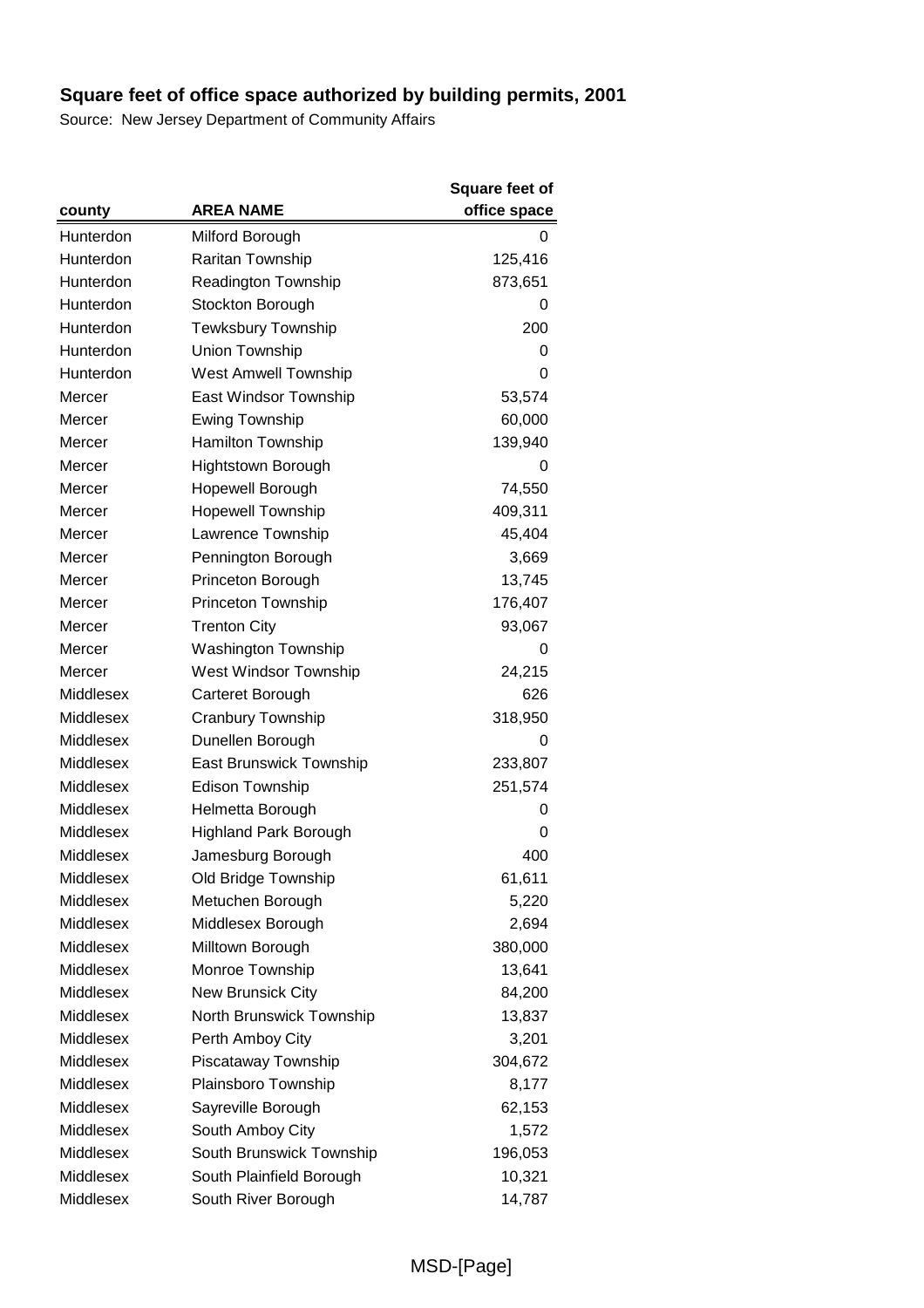## Square feet of office space authorized by building permits, 2001

Source: New Jersey Department of Community Affairs

| county | AREA NAME | Square feet of office space |
|---|---|---|
| Hunterdon | Milford Borough | 0 |
| Hunterdon | Raritan Township | 125,416 |
| Hunterdon | Readington Township | 873,651 |
| Hunterdon | Stockton Borough | 0 |
| Hunterdon | Tewksbury Township | 200 |
| Hunterdon | Union Township | 0 |
| Hunterdon | West Amwell Township | 0 |
| Mercer | East Windsor Township | 53,574 |
| Mercer | Ewing Township | 60,000 |
| Mercer | Hamilton Township | 139,940 |
| Mercer | Hightstown Borough | 0 |
| Mercer | Hopewell Borough | 74,550 |
| Mercer | Hopewell Township | 409,311 |
| Mercer | Lawrence Township | 45,404 |
| Mercer | Pennington Borough | 3,669 |
| Mercer | Princeton Borough | 13,745 |
| Mercer | Princeton Township | 176,407 |
| Mercer | Trenton City | 93,067 |
| Mercer | Washington Township | 0 |
| Mercer | West Windsor Township | 24,215 |
| Middlesex | Carteret Borough | 626 |
| Middlesex | Cranbury Township | 318,950 |
| Middlesex | Dunellen Borough | 0 |
| Middlesex | East Brunswick Township | 233,807 |
| Middlesex | Edison Township | 251,574 |
| Middlesex | Helmetta Borough | 0 |
| Middlesex | Highland Park Borough | 0 |
| Middlesex | Jamesburg Borough | 400 |
| Middlesex | Old Bridge Township | 61,611 |
| Middlesex | Metuchen Borough | 5,220 |
| Middlesex | Middlesex Borough | 2,694 |
| Middlesex | Milltown Borough | 380,000 |
| Middlesex | Monroe Township | 13,641 |
| Middlesex | New Brunsick City | 84,200 |
| Middlesex | North Brunswick Township | 13,837 |
| Middlesex | Perth Amboy City | 3,201 |
| Middlesex | Piscataway Township | 304,672 |
| Middlesex | Plainsboro Township | 8,177 |
| Middlesex | Sayreville Borough | 62,153 |
| Middlesex | South Amboy City | 1,572 |
| Middlesex | South Brunswick Township | 196,053 |
| Middlesex | South Plainfield Borough | 10,321 |
| Middlesex | South River Borough | 14,787 |

MSD-[Page]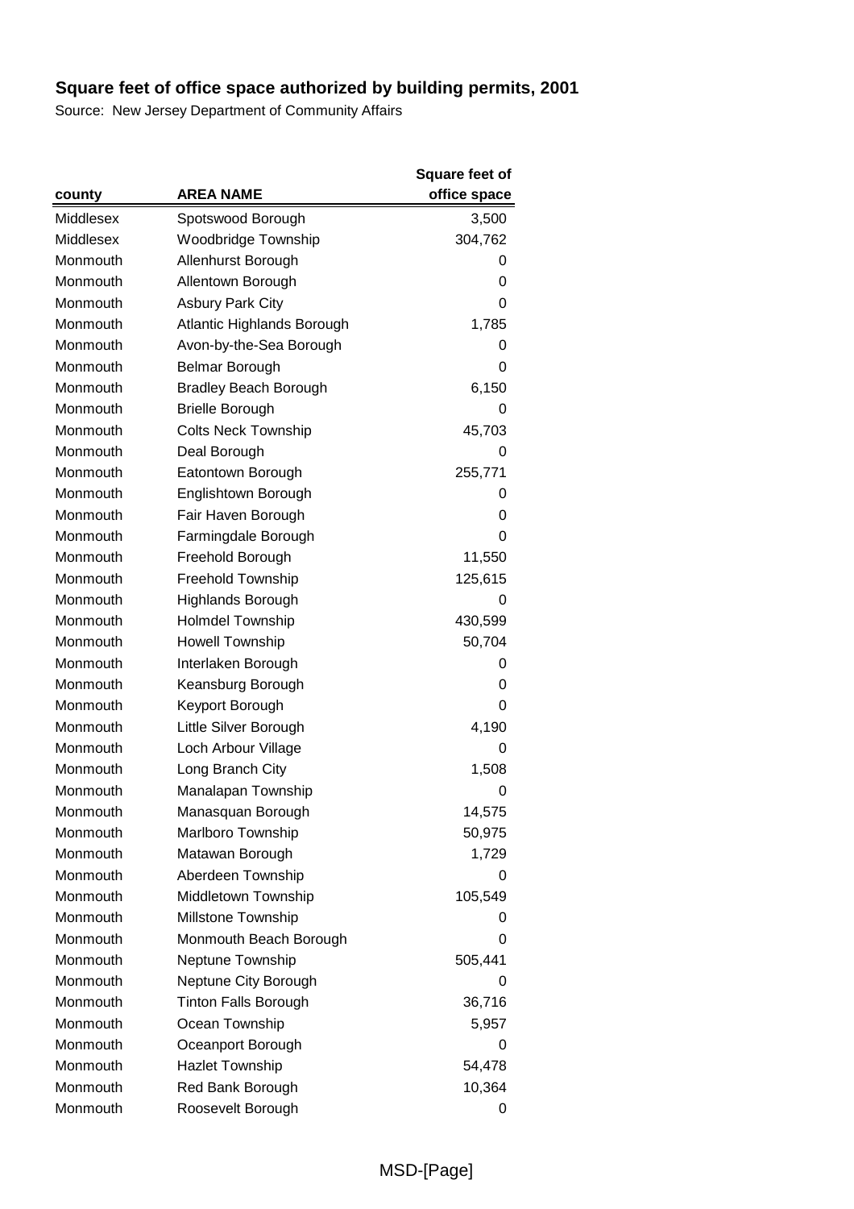# Square feet of office space authorized by building permits, 2001

Source: New Jersey Department of Community Affairs

| county | AREA NAME | Square feet of office space |
|---|---|---|
| Middlesex | Spotswood Borough | 3,500 |
| Middlesex | Woodbridge Township | 304,762 |
| Monmouth | Allenhurst Borough | 0 |
| Monmouth | Allentown Borough | 0 |
| Monmouth | Asbury Park City | 0 |
| Monmouth | Atlantic Highlands Borough | 1,785 |
| Monmouth | Avon-by-the-Sea Borough | 0 |
| Monmouth | Belmar Borough | 0 |
| Monmouth | Bradley Beach Borough | 6,150 |
| Monmouth | Brielle Borough | 0 |
| Monmouth | Colts Neck Township | 45,703 |
| Monmouth | Deal Borough | 0 |
| Monmouth | Eatontown Borough | 255,771 |
| Monmouth | Englishtown Borough | 0 |
| Monmouth | Fair Haven Borough | 0 |
| Monmouth | Farmingdale Borough | 0 |
| Monmouth | Freehold Borough | 11,550 |
| Monmouth | Freehold Township | 125,615 |
| Monmouth | Highlands Borough | 0 |
| Monmouth | Holmdel Township | 430,599 |
| Monmouth | Howell Township | 50,704 |
| Monmouth | Interlaken Borough | 0 |
| Monmouth | Keansburg Borough | 0 |
| Monmouth | Keyport Borough | 0 |
| Monmouth | Little Silver Borough | 4,190 |
| Monmouth | Loch Arbour Village | 0 |
| Monmouth | Long Branch City | 1,508 |
| Monmouth | Manalapan Township | 0 |
| Monmouth | Manasquan Borough | 14,575 |
| Monmouth | Marlboro Township | 50,975 |
| Monmouth | Matawan Borough | 1,729 |
| Monmouth | Aberdeen Township | 0 |
| Monmouth | Middletown Township | 105,549 |
| Monmouth | Millstone Township | 0 |
| Monmouth | Monmouth Beach Borough | 0 |
| Monmouth | Neptune Township | 505,441 |
| Monmouth | Neptune City Borough | 0 |
| Monmouth | Tinton Falls Borough | 36,716 |
| Monmouth | Ocean Township | 5,957 |
| Monmouth | Oceanport Borough | 0 |
| Monmouth | Hazlet Township | 54,478 |
| Monmouth | Red Bank Borough | 10,364 |
| Monmouth | Roosevelt Borough | 0 |

MSD-[Page]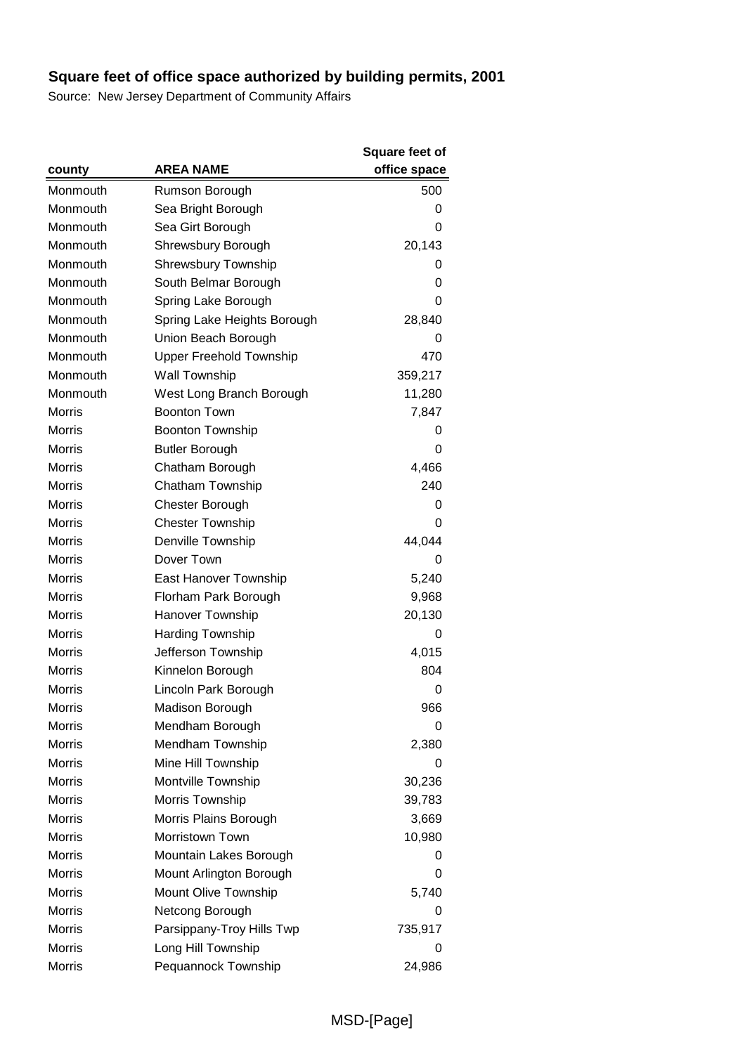## Square feet of office space authorized by building permits, 2001

Source: New Jersey Department of Community Affairs

| county | AREA NAME | Square feet of office space |
|---|---|---|
| Monmouth | Rumson Borough | 500 |
| Monmouth | Sea Bright Borough | 0 |
| Monmouth | Sea Girt Borough | 0 |
| Monmouth | Shrewsbury Borough | 20,143 |
| Monmouth | Shrewsbury Township | 0 |
| Monmouth | South Belmar Borough | 0 |
| Monmouth | Spring Lake Borough | 0 |
| Monmouth | Spring Lake Heights Borough | 28,840 |
| Monmouth | Union Beach Borough | 0 |
| Monmouth | Upper Freehold Township | 470 |
| Monmouth | Wall Township | 359,217 |
| Monmouth | West Long Branch Borough | 11,280 |
| Morris | Boonton Town | 7,847 |
| Morris | Boonton Township | 0 |
| Morris | Butler Borough | 0 |
| Morris | Chatham Borough | 4,466 |
| Morris | Chatham Township | 240 |
| Morris | Chester Borough | 0 |
| Morris | Chester Township | 0 |
| Morris | Denville Township | 44,044 |
| Morris | Dover Town | 0 |
| Morris | East Hanover Township | 5,240 |
| Morris | Florham Park Borough | 9,968 |
| Morris | Hanover Township | 20,130 |
| Morris | Harding Township | 0 |
| Morris | Jefferson Township | 4,015 |
| Morris | Kinnelon Borough | 804 |
| Morris | Lincoln Park Borough | 0 |
| Morris | Madison Borough | 966 |
| Morris | Mendham Borough | 0 |
| Morris | Mendham Township | 2,380 |
| Morris | Mine Hill Township | 0 |
| Morris | Montville Township | 30,236 |
| Morris | Morris Township | 39,783 |
| Morris | Morris Plains Borough | 3,669 |
| Morris | Morristown Town | 10,980 |
| Morris | Mountain Lakes Borough | 0 |
| Morris | Mount Arlington Borough | 0 |
| Morris | Mount Olive Township | 5,740 |
| Morris | Netcong Borough | 0 |
| Morris | Parsippany-Troy Hills Twp | 735,917 |
| Morris | Long Hill Township | 0 |
| Morris | Pequannock Township | 24,986 |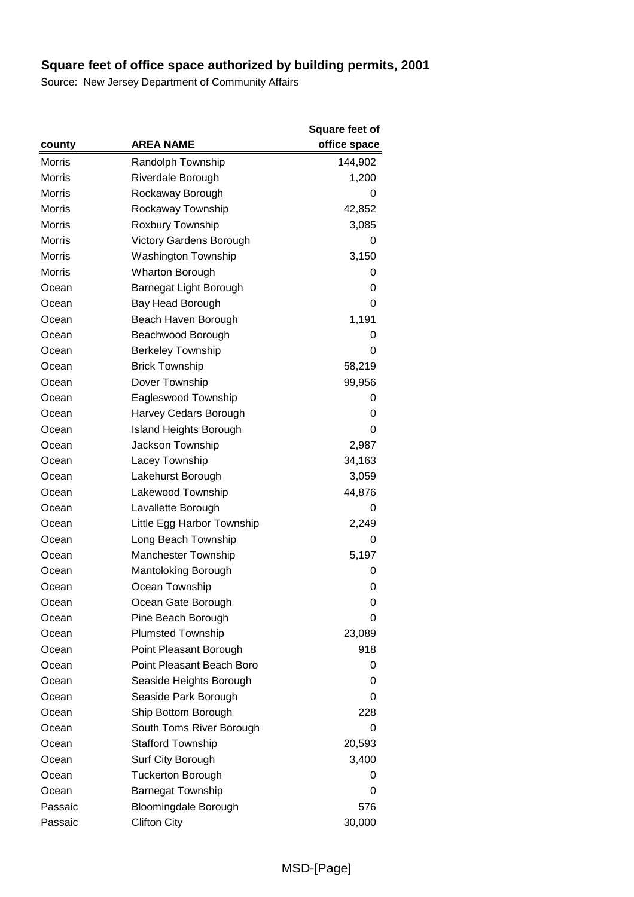## Square feet of office space authorized by building permits, 2001

Source: New Jersey Department of Community Affairs

| county | AREA NAME | Square feet of office space |
|---|---|---|
| Morris | Randolph Township | 144,902 |
| Morris | Riverdale Borough | 1,200 |
| Morris | Rockaway Borough | 0 |
| Morris | Rockaway Township | 42,852 |
| Morris | Roxbury Township | 3,085 |
| Morris | Victory Gardens Borough | 0 |
| Morris | Washington Township | 3,150 |
| Morris | Wharton Borough | 0 |
| Ocean | Barnegat Light Borough | 0 |
| Ocean | Bay Head Borough | 0 |
| Ocean | Beach Haven Borough | 1,191 |
| Ocean | Beachwood Borough | 0 |
| Ocean | Berkeley Township | 0 |
| Ocean | Brick Township | 58,219 |
| Ocean | Dover Township | 99,956 |
| Ocean | Eagleswood Township | 0 |
| Ocean | Harvey Cedars Borough | 0 |
| Ocean | Island Heights Borough | 0 |
| Ocean | Jackson Township | 2,987 |
| Ocean | Lacey Township | 34,163 |
| Ocean | Lakehurst Borough | 3,059 |
| Ocean | Lakewood Township | 44,876 |
| Ocean | Lavallette Borough | 0 |
| Ocean | Little Egg Harbor Township | 2,249 |
| Ocean | Long Beach Township | 0 |
| Ocean | Manchester Township | 5,197 |
| Ocean | Mantoloking Borough | 0 |
| Ocean | Ocean Township | 0 |
| Ocean | Ocean Gate Borough | 0 |
| Ocean | Pine Beach Borough | 0 |
| Ocean | Plumsted Township | 23,089 |
| Ocean | Point Pleasant Borough | 918 |
| Ocean | Point Pleasant Beach Boro | 0 |
| Ocean | Seaside Heights Borough | 0 |
| Ocean | Seaside Park Borough | 0 |
| Ocean | Ship Bottom Borough | 228 |
| Ocean | South Toms River Borough | 0 |
| Ocean | Stafford Township | 20,593 |
| Ocean | Surf City Borough | 3,400 |
| Ocean | Tuckerton Borough | 0 |
| Ocean | Barnegat Township | 0 |
| Passaic | Bloomingdale Borough | 576 |
| Passaic | Clifton City | 30,000 |

MSD-[Page]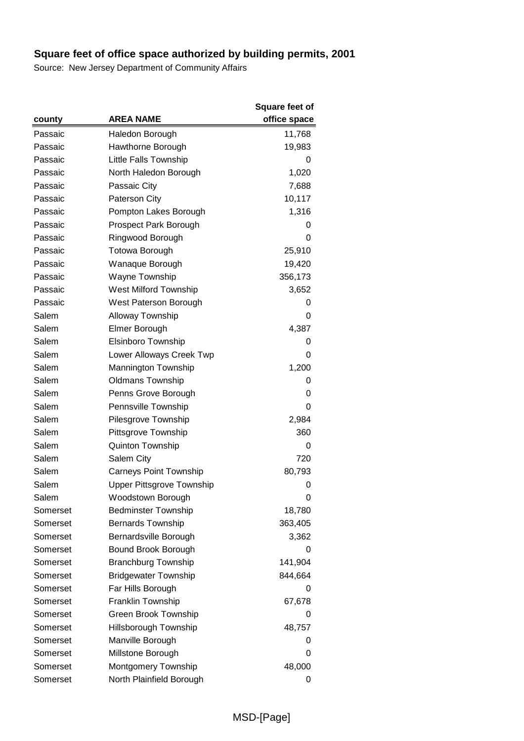**Square feet of office space authorized by building permits, 2001**

Source: New Jersey Department of Community Affairs

| county | AREA NAME | Square feet of office space |
|---|---|---|
| Passaic | Haledon Borough | 11,768 |
| Passaic | Hawthorne Borough | 19,983 |
| Passaic | Little Falls Township | 0 |
| Passaic | North Haledon Borough | 1,020 |
| Passaic | Passaic City | 7,688 |
| Passaic | Paterson City | 10,117 |
| Passaic | Pompton Lakes Borough | 1,316 |
| Passaic | Prospect Park Borough | 0 |
| Passaic | Ringwood Borough | 0 |
| Passaic | Totowa Borough | 25,910 |
| Passaic | Wanaque Borough | 19,420 |
| Passaic | Wayne Township | 356,173 |
| Passaic | West Milford Township | 3,652 |
| Passaic | West Paterson Borough | 0 |
| Salem | Alloway Township | 0 |
| Salem | Elmer Borough | 4,387 |
| Salem | Elsinboro Township | 0 |
| Salem | Lower Alloways Creek Twp | 0 |
| Salem | Mannington Township | 1,200 |
| Salem | Oldmans Township | 0 |
| Salem | Penns Grove Borough | 0 |
| Salem | Pennsville Township | 0 |
| Salem | Pilesgrove Township | 2,984 |
| Salem | Pittsgrove Township | 360 |
| Salem | Quinton Township | 0 |
| Salem | Salem City | 720 |
| Salem | Carneys Point Township | 80,793 |
| Salem | Upper Pittsgrove Township | 0 |
| Salem | Woodstown Borough | 0 |
| Somerset | Bedminster Township | 18,780 |
| Somerset | Bernards Township | 363,405 |
| Somerset | Bernardsville Borough | 3,362 |
| Somerset | Bound Brook Borough | 0 |
| Somerset | Branchburg Township | 141,904 |
| Somerset | Bridgewater Township | 844,664 |
| Somerset | Far Hills Borough | 0 |
| Somerset | Franklin Township | 67,678 |
| Somerset | Green Brook Township | 0 |
| Somerset | Hillsborough Township | 48,757 |
| Somerset | Manville Borough | 0 |
| Somerset | Millstone Borough | 0 |
| Somerset | Montgomery Township | 48,000 |
| Somerset | North Plainfield Borough | 0 |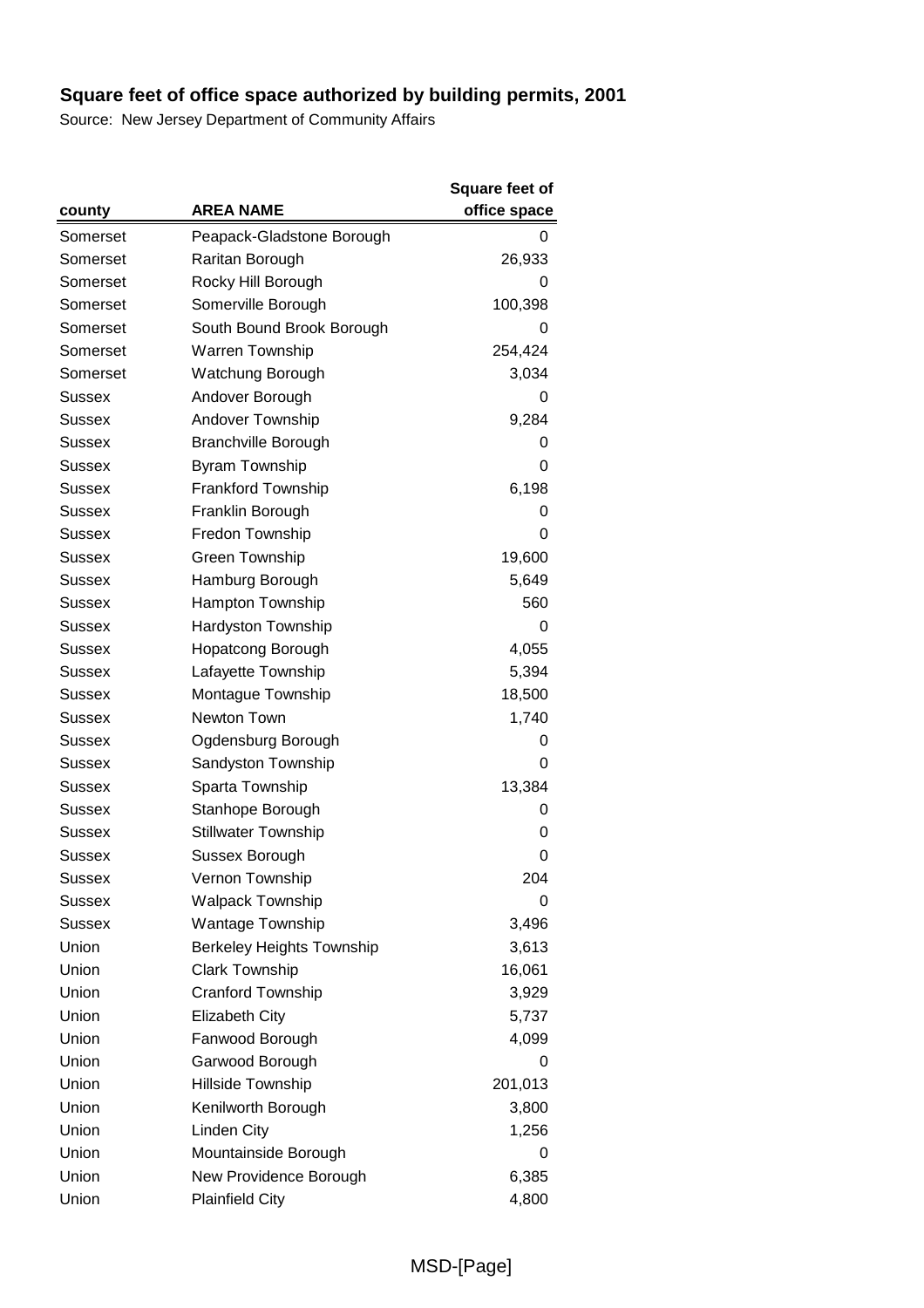## Square feet of office space authorized by building permits, 2001

Source: New Jersey Department of Community Affairs

| county | AREA NAME | Square feet of office space |
|---|---|---|
| Somerset | Peapack-Gladstone Borough | 0 |
| Somerset | Raritan Borough | 26,933 |
| Somerset | Rocky Hill Borough | 0 |
| Somerset | Somerville Borough | 100,398 |
| Somerset | South Bound Brook Borough | 0 |
| Somerset | Warren Township | 254,424 |
| Somerset | Watchung Borough | 3,034 |
| Sussex | Andover Borough | 0 |
| Sussex | Andover Township | 9,284 |
| Sussex | Branchville Borough | 0 |
| Sussex | Byram Township | 0 |
| Sussex | Frankford Township | 6,198 |
| Sussex | Franklin Borough | 0 |
| Sussex | Fredon Township | 0 |
| Sussex | Green Township | 19,600 |
| Sussex | Hamburg Borough | 5,649 |
| Sussex | Hampton Township | 560 |
| Sussex | Hardyston Township | 0 |
| Sussex | Hopatcong Borough | 4,055 |
| Sussex | Lafayette Township | 5,394 |
| Sussex | Montague Township | 18,500 |
| Sussex | Newton Town | 1,740 |
| Sussex | Ogdensburg Borough | 0 |
| Sussex | Sandyston Township | 0 |
| Sussex | Sparta Township | 13,384 |
| Sussex | Stanhope Borough | 0 |
| Sussex | Stillwater Township | 0 |
| Sussex | Sussex Borough | 0 |
| Sussex | Vernon Township | 204 |
| Sussex | Walpack Township | 0 |
| Sussex | Wantage Township | 3,496 |
| Union | Berkeley Heights Township | 3,613 |
| Union | Clark Township | 16,061 |
| Union | Cranford Township | 3,929 |
| Union | Elizabeth City | 5,737 |
| Union | Fanwood Borough | 4,099 |
| Union | Garwood Borough | 0 |
| Union | Hillside Township | 201,013 |
| Union | Kenilworth Borough | 3,800 |
| Union | Linden City | 1,256 |
| Union | Mountainside Borough | 0 |
| Union | New Providence Borough | 6,385 |
| Union | Plainfield City | 4,800 |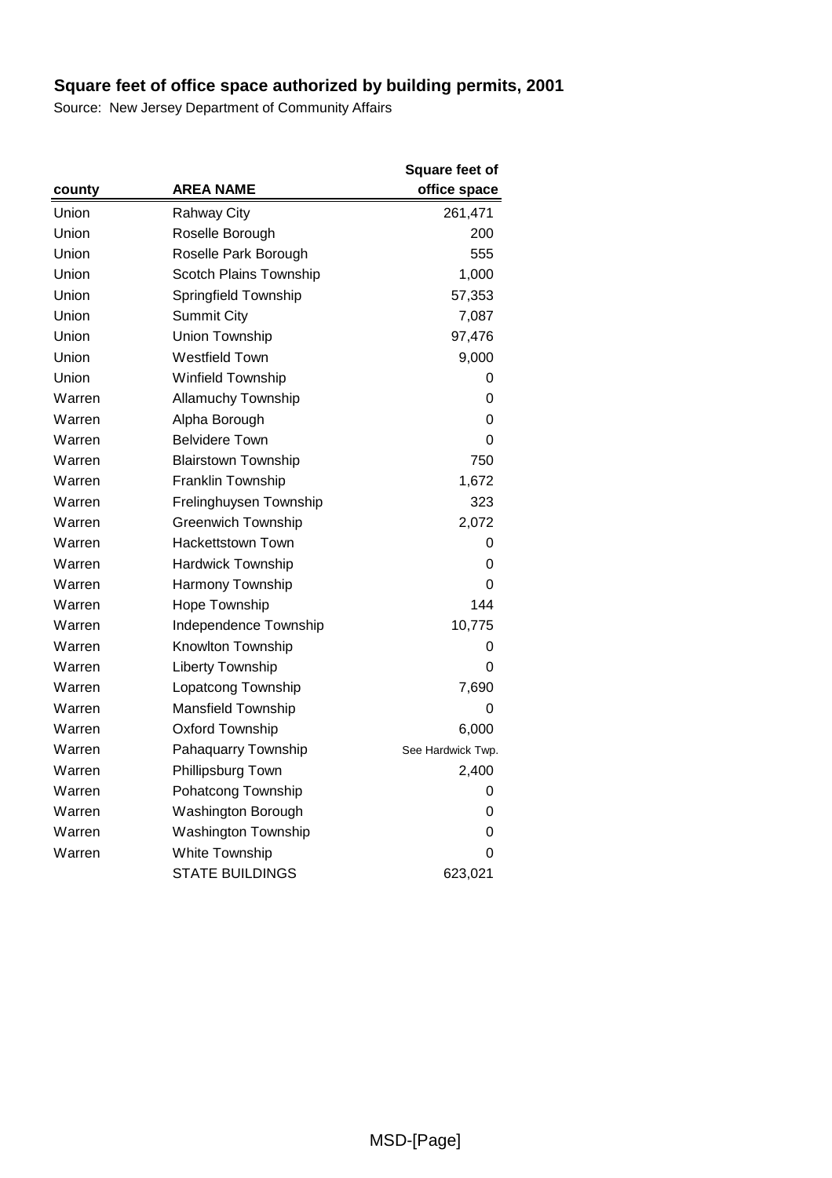# Square feet of office space authorized by building permits, 2001

Source: New Jersey Department of Community Affairs

| county | AREA NAME | Square feet of office space |
|---|---|---|
| Union | Rahway City | 261,471 |
| Union | Roselle Borough | 200 |
| Union | Roselle Park Borough | 555 |
| Union | Scotch Plains Township | 1,000 |
| Union | Springfield Township | 57,353 |
| Union | Summit City | 7,087 |
| Union | Union Township | 97,476 |
| Union | Westfield Town | 9,000 |
| Union | Winfield Township | 0 |
| Warren | Allamuchy Township | 0 |
| Warren | Alpha Borough | 0 |
| Warren | Belvidere Town | 0 |
| Warren | Blairstown Township | 750 |
| Warren | Franklin Township | 1,672 |
| Warren | Frelinghuysen Township | 323 |
| Warren | Greenwich Township | 2,072 |
| Warren | Hackettstown Town | 0 |
| Warren | Hardwick Township | 0 |
| Warren | Harmony Township | 0 |
| Warren | Hope Township | 144 |
| Warren | Independence Township | 10,775 |
| Warren | Knowlton Township | 0 |
| Warren | Liberty Township | 0 |
| Warren | Lopatcong Township | 7,690 |
| Warren | Mansfield Township | 0 |
| Warren | Oxford Township | 6,000 |
| Warren | Pahaquarry Township | See Hardwick Twp. |
| Warren | Phillipsburg Town | 2,400 |
| Warren | Pohatcong Township | 0 |
| Warren | Washington Borough | 0 |
| Warren | Washington Township | 0 |
| Warren | White Township | 0 |
| | STATE BUILDINGS | 623,021 |